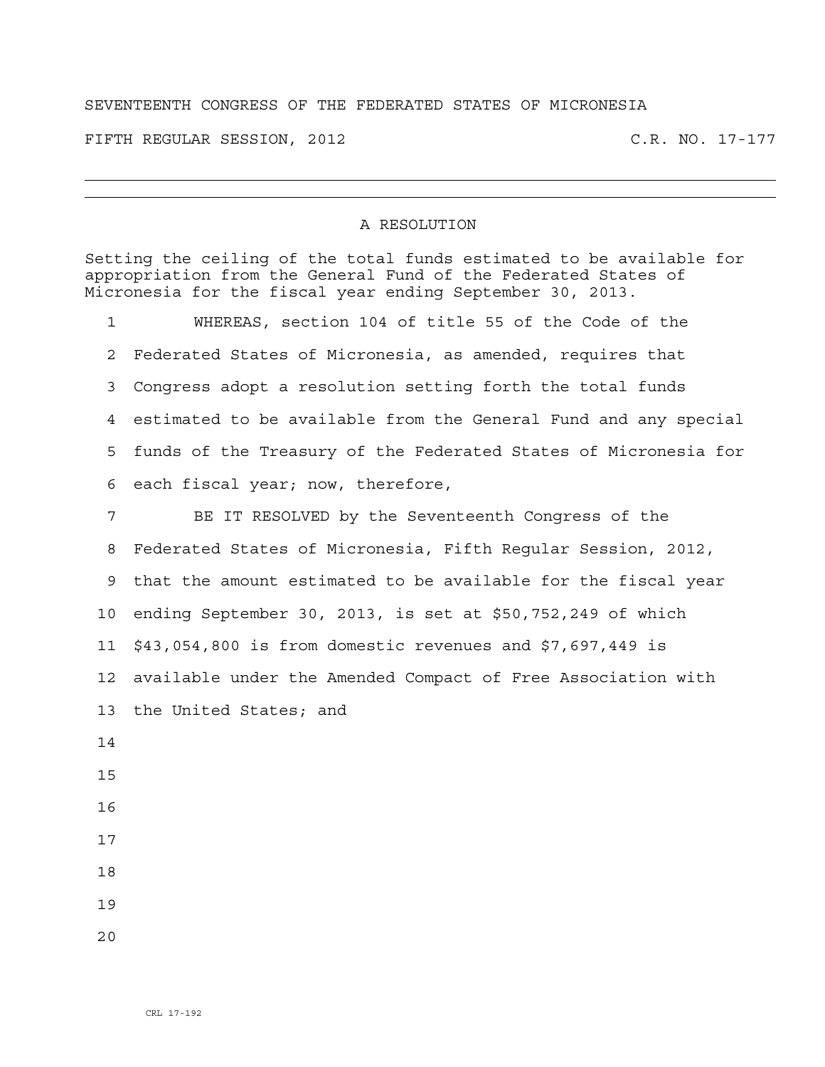SEVENTEENTH CONGRESS OF THE FEDERATED STATES OF MICRONESIA

FIFTH REGULAR SESSION, 2012 C.R. NO. 17-177

---

A RESOLUTION

Setting the ceiling of the total funds estimated to be available for appropriation from the General Fund of the Federated States of Micronesia for the fiscal year ending September 30, 2013.

WHEREAS, section 104 of title 55 of the Code of the Federated States of Micronesia, as amended, requires that Congress adopt a resolution setting forth the total funds estimated to be available from the General Fund and any special funds of the Treasury of the Federated States of Micronesia for each fiscal year; now, therefore,

BE IT RESOLVED by the Seventeenth Congress of the Federated States of Micronesia, Fifth Regular Session, 2012, that the amount estimated to be available for the fiscal year ending September 30, 2013, is set at $50,752,249 of which $43,054,800 is from domestic revenues and $7,697,449 is available under the Amended Compact of Free Association with the United States; and

CRL 17-192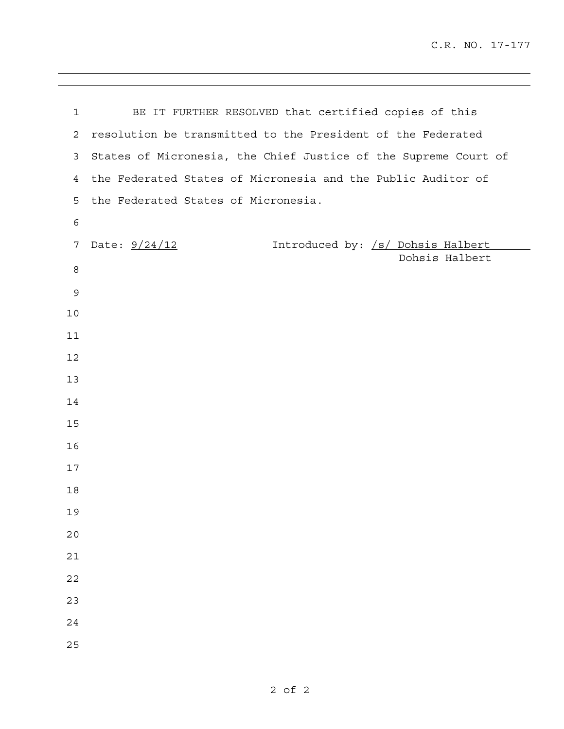BE IT FURTHER RESOLVED that certified copies of this resolution be transmitted to the President of the Federated States of Micronesia, the Chief Justice of the Supreme Court of the Federated States of Micronesia and the Public Auditor of the Federated States of Micronesia.

Date: 9/24/12

Introduced by: /s/ Dohsis Halbert
Dohsis Halbert